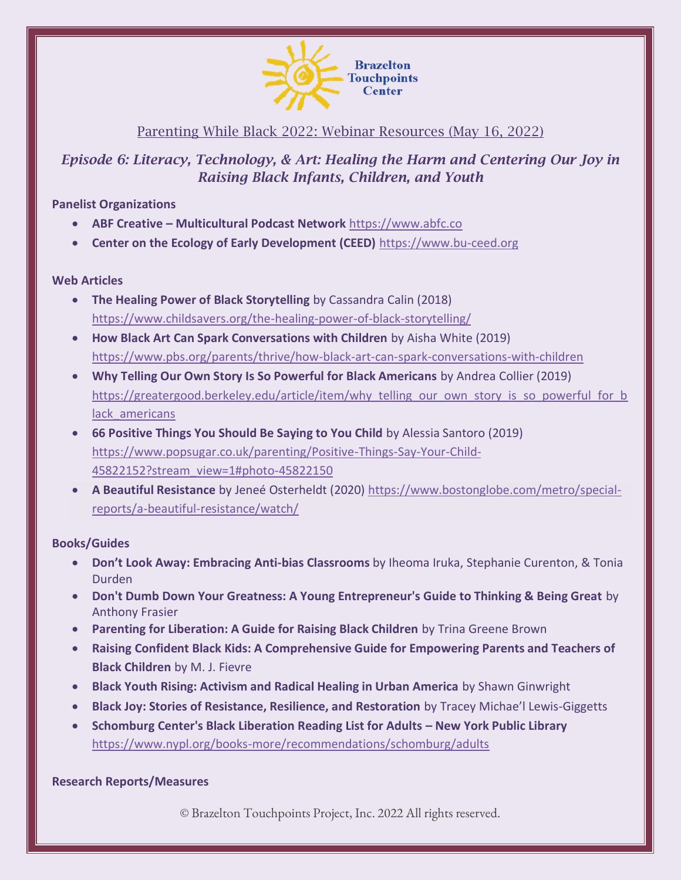Brazelton Touchpoints Center

Parenting While Black 2022: Webinar Resources (May 16, 2022)

# *Episode 6: Literacy, Technology, & Art: Healing the Harm and Centering Our Joy in Raising Black Infants, Children, and Youth*

**Panelist Organizations**

- **ABF Creative – Multicultural Podcast Network** https://www.abfc.co
- **Center on the Ecology of Early Development (CEED)** https://www.bu-ceed.org

**Web Articles**

- **The Healing Power of Black Storytelling** by Cassandra Calin (2018) https://www.childsavers.org/the-healing-power-of-black-storytelling/
- **How Black Art Can Spark Conversations with Children** by Aisha White (2019) https://www.pbs.org/parents/thrive/how-black-art-can-spark-conversations-with-children
- **Why Telling Our Own Story Is So Powerful for Black Americans** by Andrea Collier (2019) https://greatergood.berkeley.edu/article/item/why_telling_our_own_story_is_so_powerful_for_black_americans
- **66 Positive Things You Should Be Saying to You Child** by Alessia Santoro (2019) https://www.popsugar.co.uk/parenting/Positive-Things-Say-Your-Child-45822152?stream_view=1#photo-45822150
- **A Beautiful Resistance** by Jeneé Osterheldt (2020) https://www.bostonglobe.com/metro/special-reports/a-beautiful-resistance/watch/

**Books/Guides**

- **Don't Look Away: Embracing Anti-bias Classrooms** by Iheoma Iruka, Stephanie Curenton, & Tonia Durden
- **Don't Dumb Down Your Greatness: A Young Entrepreneur's Guide to Thinking & Being Great** by Anthony Frasier
- **Parenting for Liberation: A Guide for Raising Black Children** by Trina Greene Brown
- **Raising Confident Black Kids: A Comprehensive Guide for Empowering Parents and Teachers of Black Children** by M. J. Fievre
- **Black Youth Rising: Activism and Radical Healing in Urban America** by Shawn Ginwright
- **Black Joy: Stories of Resistance, Resilience, and Restoration** by Tracey Michae'l Lewis-Giggetts
- **Schomburg Center's Black Liberation Reading List for Adults – New York Public Library** https://www.nypl.org/books-more/recommendations/schomburg/adults

**Research Reports/Measures**

© Brazelton Touchpoints Project, Inc. 2022 All rights reserved.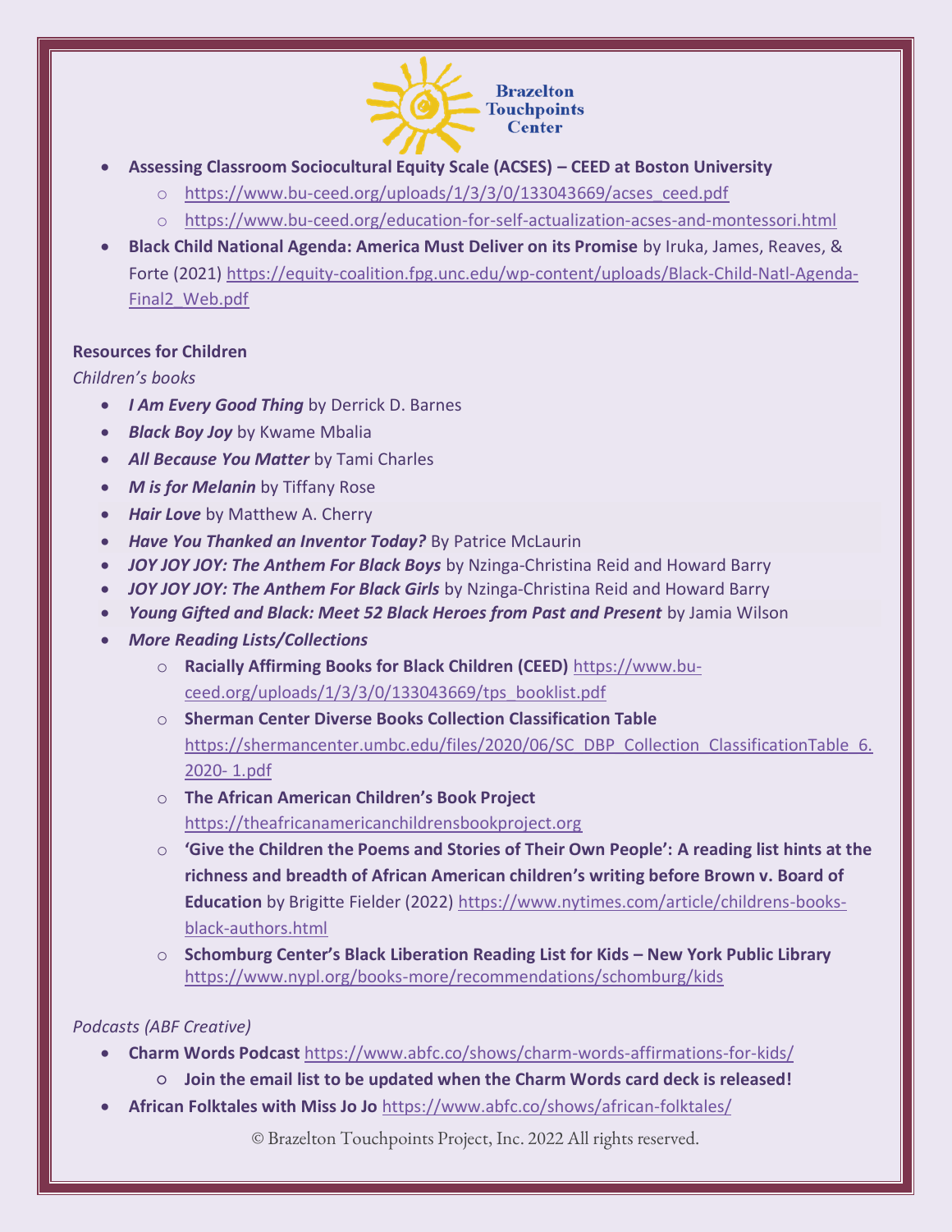- **Assessing Classroom Sociocultural Equity Scale (ACSES) – CEED at Boston University**
    - https://www.bu-ceed.org/uploads/1/3/3/0/133043669/acses_ceed.pdf
    - https://www.bu-ceed.org/education-for-self-actualization-acses-and-montessori.html
- **Black Child National Agenda: America Must Deliver on its Promise** by Iruka, James, Reaves, & Forte (2021) https://equity-coalition.fpg.unc.edu/wp-content/uploads/Black-Child-Natl-Agenda-Final2_Web.pdf

**Resources for Children**

*Children's books*

- ***I Am Every Good Thing*** by Derrick D. Barnes
- ***Black Boy Joy*** by Kwame Mbalia
- ***All Because You Matter*** by Tami Charles
- ***M is for Melanin*** by Tiffany Rose
- ***Hair Love*** by Matthew A. Cherry
- ***Have You Thanked an Inventor Today?*** By Patrice McLaurin
- ***JOY JOY JOY: The Anthem For Black Boys*** by Nzinga-Christina Reid and Howard Barry
- ***JOY JOY JOY: The Anthem For Black Girls*** by Nzinga-Christina Reid and Howard Barry
- ***Young Gifted and Black: Meet 52 Black Heroes from Past and Present*** by Jamia Wilson
- ***More Reading Lists/Collections***
    - **Racially Affirming Books for Black Children (CEED)** https://www.bu-ceed.org/uploads/1/3/3/0/133043669/tps_booklist.pdf
    - **Sherman Center Diverse Books Collection Classification Table** https://shermancenter.umbc.edu/files/2020/06/SC_DBP_Collection_ClassificationTable_6.2020- 1.pdf
    - **The African American Children's Book Project** https://theafricanamericanchildrensbookproject.org
    - **'Give the Children the Poems and Stories of Their Own People': A reading list hints at the richness and breadth of African American children's writing before Brown v. Board of Education** by Brigitte Fielder (2022) https://www.nytimes.com/article/childrens-books-black-authors.html
    - **Schomburg Center's Black Liberation Reading List for Kids – New York Public Library** https://www.nypl.org/books-more/recommendations/schomburg/kids

*Podcasts (ABF Creative)*

- **Charm Words Podcast** https://www.abfc.co/shows/charm-words-affirmations-for-kids/
    - **Join the email list to be updated when the Charm Words card deck is released!**
- **African Folktales with Miss Jo Jo** https://www.abfc.co/shows/african-folktales/

© Brazelton Touchpoints Project, Inc. 2022 All rights reserved.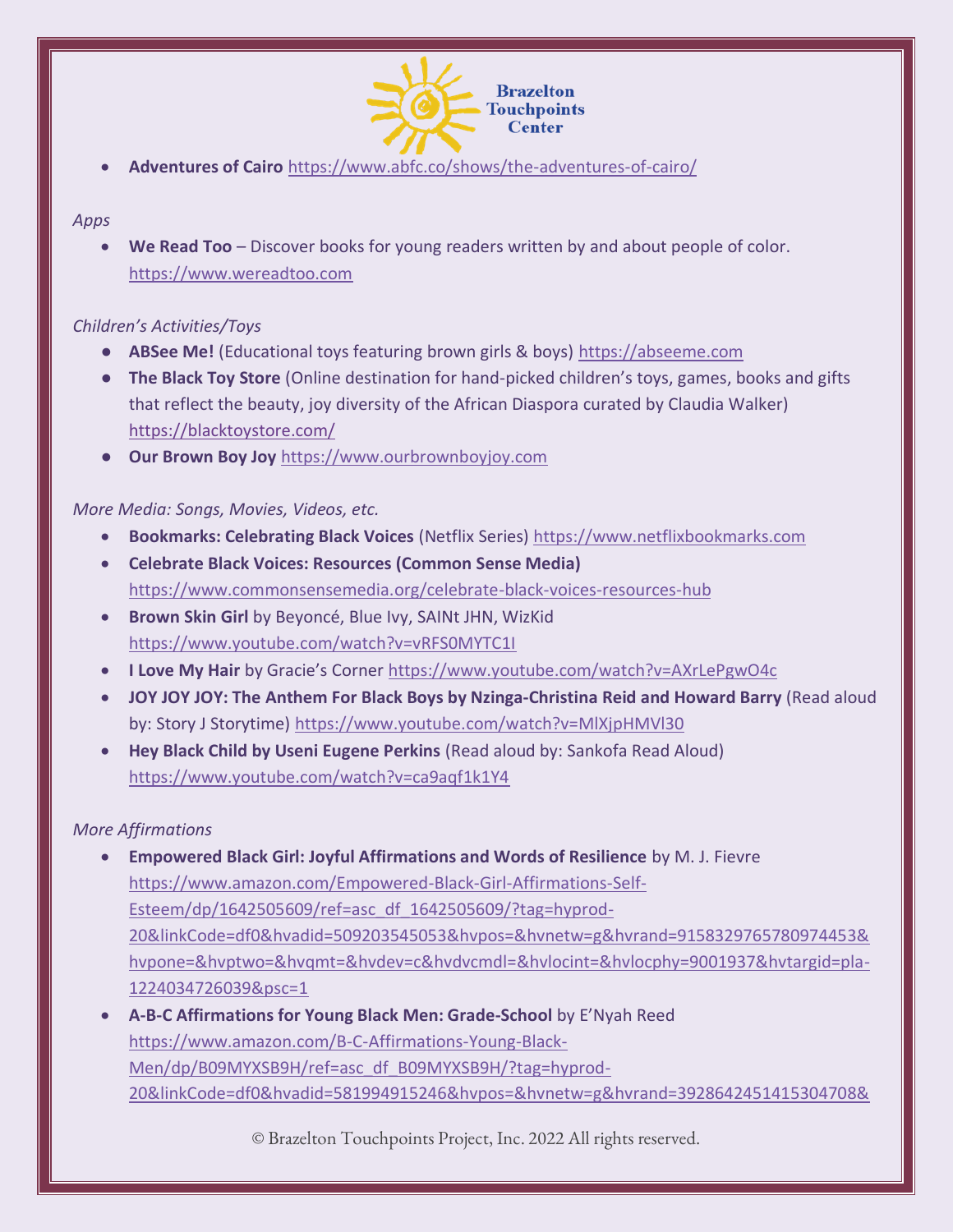- **Adventures of Cairo** https://www.abfc.co/shows/the-adventures-of-cairo/

*Apps*

- **We Read Too** – Discover books for young readers written by and about people of color. https://www.wereadtoo.com

*Children's Activities/Toys*

- **ABSee Me!** (Educational toys featuring brown girls & boys) https://abseeme.com
- **The Black Toy Store** (Online destination for hand-picked children's toys, games, books and gifts that reflect the beauty, joy diversity of the African Diaspora curated by Claudia Walker) https://blacktoystore.com/
- **Our Brown Boy Joy** https://www.ourbrownboyjoy.com

*More Media: Songs, Movies, Videos, etc.*

- **Bookmarks: Celebrating Black Voices** (Netflix Series) https://www.netflixbookmarks.com
- **Celebrate Black Voices: Resources (Common Sense Media)** https://www.commonsensemedia.org/celebrate-black-voices-resources-hub
- **Brown Skin Girl** by Beyoncé, Blue Ivy, SAINt JHN, WizKid https://www.youtube.com/watch?v=vRFS0MYTC1I
- **I Love My Hair** by Gracie's Corner https://www.youtube.com/watch?v=AXrLePgwO4c
- **JOY JOY JOY: The Anthem For Black Boys by Nzinga-Christina Reid and Howard Barry** (Read aloud by: Story J Storytime) https://www.youtube.com/watch?v=MlXjpHMVl30
- **Hey Black Child by Useni Eugene Perkins** (Read aloud by: Sankofa Read Aloud) https://www.youtube.com/watch?v=ca9aqf1k1Y4

*More Affirmations*

- **Empowered Black Girl: Joyful Affirmations and Words of Resilience** by M. J. Fievre https://www.amazon.com/Empowered-Black-Girl-Affirmations-Self-Esteem/dp/1642505609/ref=asc_df_1642505609/?tag=hyprod-20&linkCode=df0&hvadid=509203545053&hvpos=&hvnetw=g&hvrand=9158329765780974453&hvpone=&hvptwo=&hvqmt=&hvdev=c&hvdvcmdl=&hvlocint=&hvlocphy=9001937&hvtargid=pla-1224034726039&psc=1
- **A-B-C Affirmations for Young Black Men: Grade-School** by E'Nyah Reed https://www.amazon.com/B-C-Affirmations-Young-Black-Men/dp/B09MYXSB9H/ref=asc_df_B09MYXSB9H/?tag=hyprod-20&linkCode=df0&hvadid=581994915246&hvpos=&hvnetw=g&hvrand=3928642451415304708&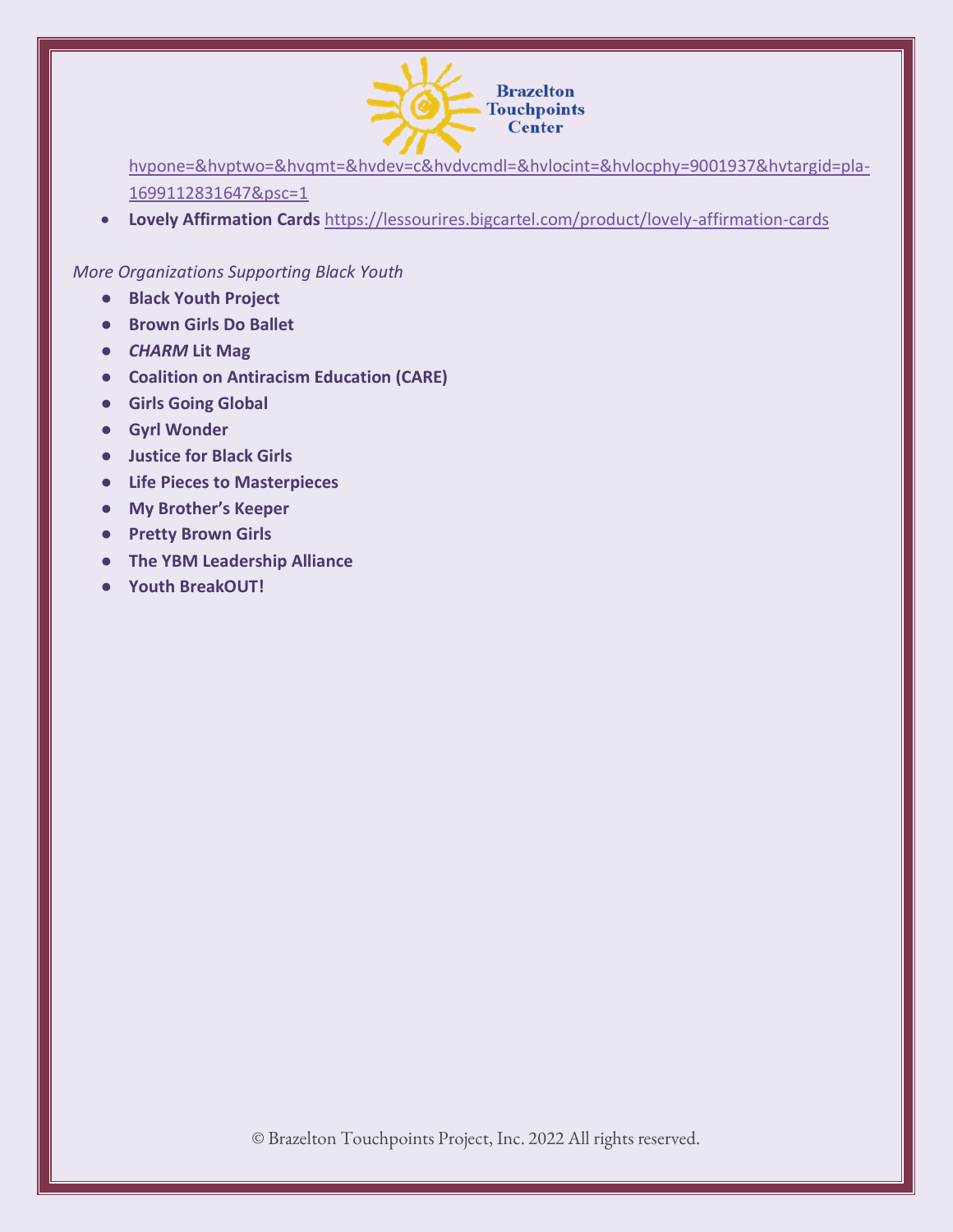hvpone=&hvptwo=&hvqmt=&hvdev=c&hvdvcmdl=&hvlocint=&hvlocphy=9001937&hvtargid=pla-1699112831647&psc=1

- **Lovely Affirmation Cards** https://lessourires.bigcartel.com/product/lovely-affirmation-cards

*More Organizations Supporting Black Youth*

- **Black Youth Project**
- **Brown Girls Do Ballet**
- ***CHARM* Lit Mag**
- **Coalition on Antiracism Education (CARE)**
- **Girls Going Global**
- **Gyrl Wonder**
- **Justice for Black Girls**
- **Life Pieces to Masterpieces**
- **My Brother's Keeper**
- **Pretty Brown Girls**
- **The YBM Leadership Alliance**
- **Youth BreakOUT!**

© Brazelton Touchpoints Project, Inc. 2022 All rights reserved.